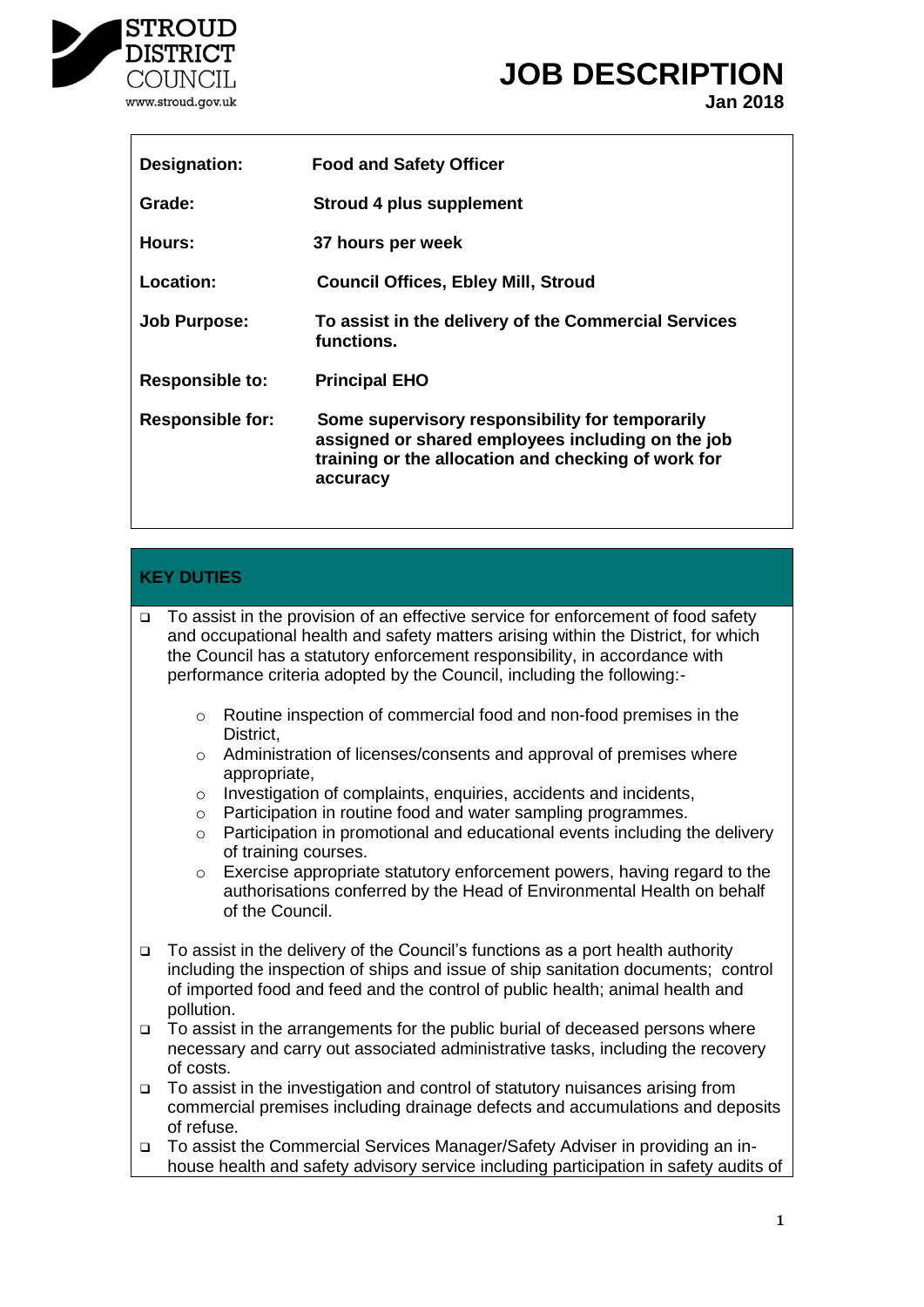STROUD DISTRICT COUNCIL
www.stroud.gov.uk

# JOB DESCRIPTION

**Jan 2018**

| | |
|---|---|
| **Designation:** | **Food and Safety Officer** |
| **Grade:** | **Stroud 4 plus supplement** |
| **Hours:** | **37 hours per week** |
| **Location:** | **Council Offices, Ebley Mill, Stroud** |
| **Job Purpose:** | **To assist in the delivery of the Commercial Services functions.** |
| **Responsible to:** | **Principal EHO** |
| **Responsible for:** | **Some supervisory responsibility for temporarily assigned or shared employees including on the job training or the allocation and checking of work for accuracy** |

## KEY DUTIES

- To assist in the provision of an effective service for enforcement of food safety and occupational health and safety matters arising within the District, for which the Council has a statutory enforcement responsibility, in accordance with performance criteria adopted by the Council, including the following:-
    - Routine inspection of commercial food and non-food premises in the District,
    - Administration of licenses/consents and approval of premises where appropriate,
    - Investigation of complaints, enquiries, accidents and incidents,
    - Participation in routine food and water sampling programmes.
    - Participation in promotional and educational events including the delivery of training courses.
    - Exercise appropriate statutory enforcement powers, having regard to the authorisations conferred by the Head of Environmental Health on behalf of the Council.
- To assist in the delivery of the Council's functions as a port health authority including the inspection of ships and issue of ship sanitation documents; control of imported food and feed and the control of public health; animal health and pollution.
- To assist in the arrangements for the public burial of deceased persons where necessary and carry out associated administrative tasks, including the recovery of costs.
- To assist in the investigation and control of statutory nuisances arising from commercial premises including drainage defects and accumulations and deposits of refuse.
- To assist the Commercial Services Manager/Safety Adviser in providing an in-house health and safety advisory service including participation in safety audits of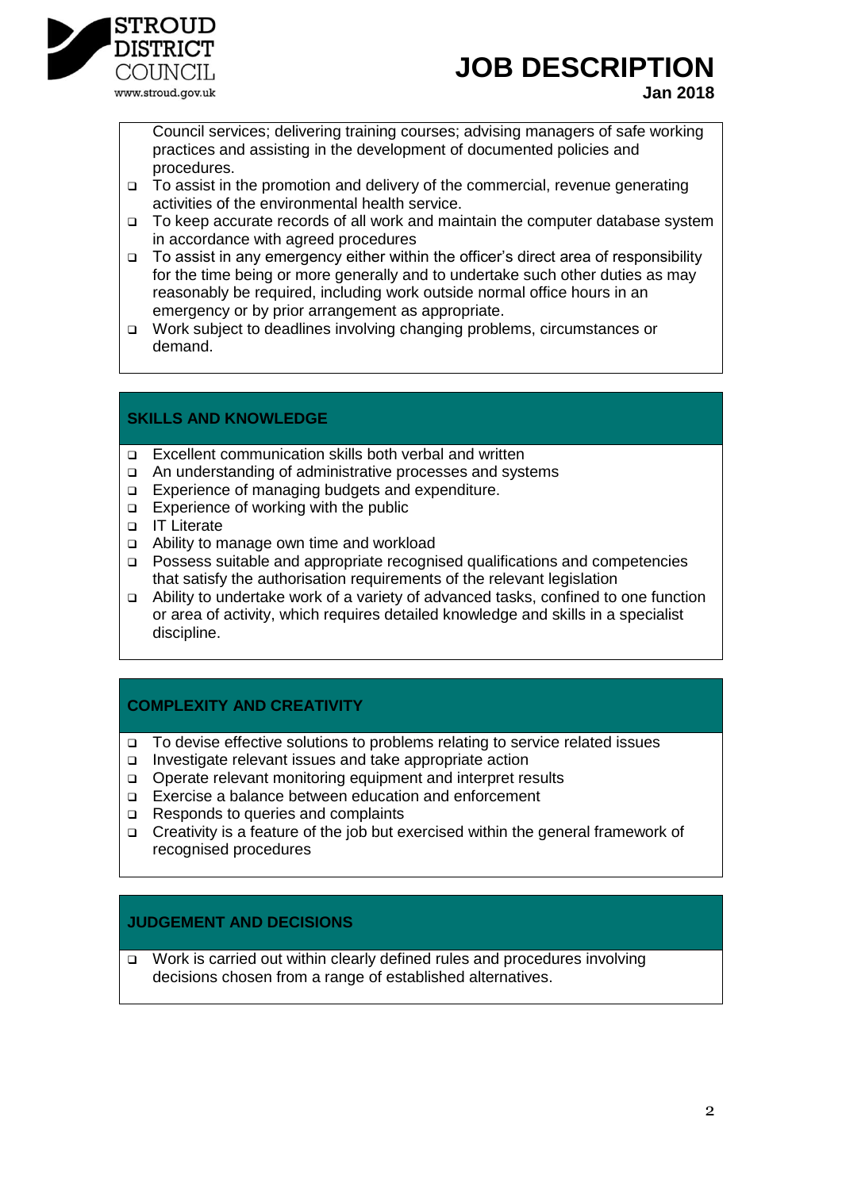Council services; delivering training courses; advising managers of safe working practices and assisting in the development of documented policies and procedures.

- To assist in the promotion and delivery of the commercial, revenue generating activities of the environmental health service.
- To keep accurate records of all work and maintain the computer database system in accordance with agreed procedures
- To assist in any emergency either within the officer's direct area of responsibility for the time being or more generally and to undertake such other duties as may reasonably be required, including work outside normal office hours in an emergency or by prior arrangement as appropriate.
- Work subject to deadlines involving changing problems, circumstances or demand.

## SKILLS AND KNOWLEDGE

- Excellent communication skills both verbal and written
- An understanding of administrative processes and systems
- Experience of managing budgets and expenditure.
- Experience of working with the public
- IT Literate
- Ability to manage own time and workload
- Possess suitable and appropriate recognised qualifications and competencies that satisfy the authorisation requirements of the relevant legislation
- Ability to undertake work of a variety of advanced tasks, confined to one function or area of activity, which requires detailed knowledge and skills in a specialist discipline.

## COMPLEXITY AND CREATIVITY

- To devise effective solutions to problems relating to service related issues
- Investigate relevant issues and take appropriate action
- Operate relevant monitoring equipment and interpret results
- Exercise a balance between education and enforcement
- Responds to queries and complaints
- Creativity is a feature of the job but exercised within the general framework of recognised procedures

## JUDGEMENT AND DECISIONS

- Work is carried out within clearly defined rules and procedures involving decisions chosen from a range of established alternatives.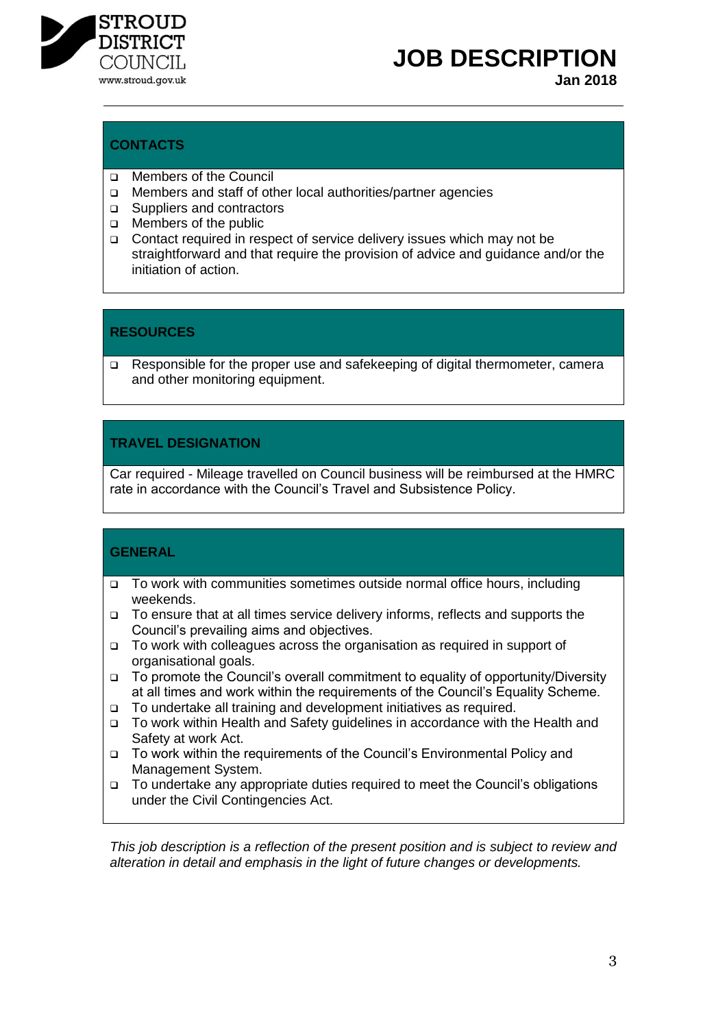# JOB DESCRIPTION

**Jan 2018**

## CONTACTS

- Members of the Council
- Members and staff of other local authorities/partner agencies
- Suppliers and contractors
- Members of the public
- Contact required in respect of service delivery issues which may not be straightforward and that require the provision of advice and guidance and/or the initiation of action.

## RESOURCES

- Responsible for the proper use and safekeeping of digital thermometer, camera and other monitoring equipment.

## TRAVEL DESIGNATION

Car required - Mileage travelled on Council business will be reimbursed at the HMRC rate in accordance with the Council's Travel and Subsistence Policy.

## GENERAL

- To work with communities sometimes outside normal office hours, including weekends.
- To ensure that at all times service delivery informs, reflects and supports the Council's prevailing aims and objectives.
- To work with colleagues across the organisation as required in support of organisational goals.
- To promote the Council's overall commitment to equality of opportunity/Diversity at all times and work within the requirements of the Council's Equality Scheme.
- To undertake all training and development initiatives as required.
- To work within Health and Safety guidelines in accordance with the Health and Safety at work Act.
- To work within the requirements of the Council's Environmental Policy and Management System.
- To undertake any appropriate duties required to meet the Council's obligations under the Civil Contingencies Act.

*This job description is a reflection of the present position and is subject to review and alteration in detail and emphasis in the light of future changes or developments.*